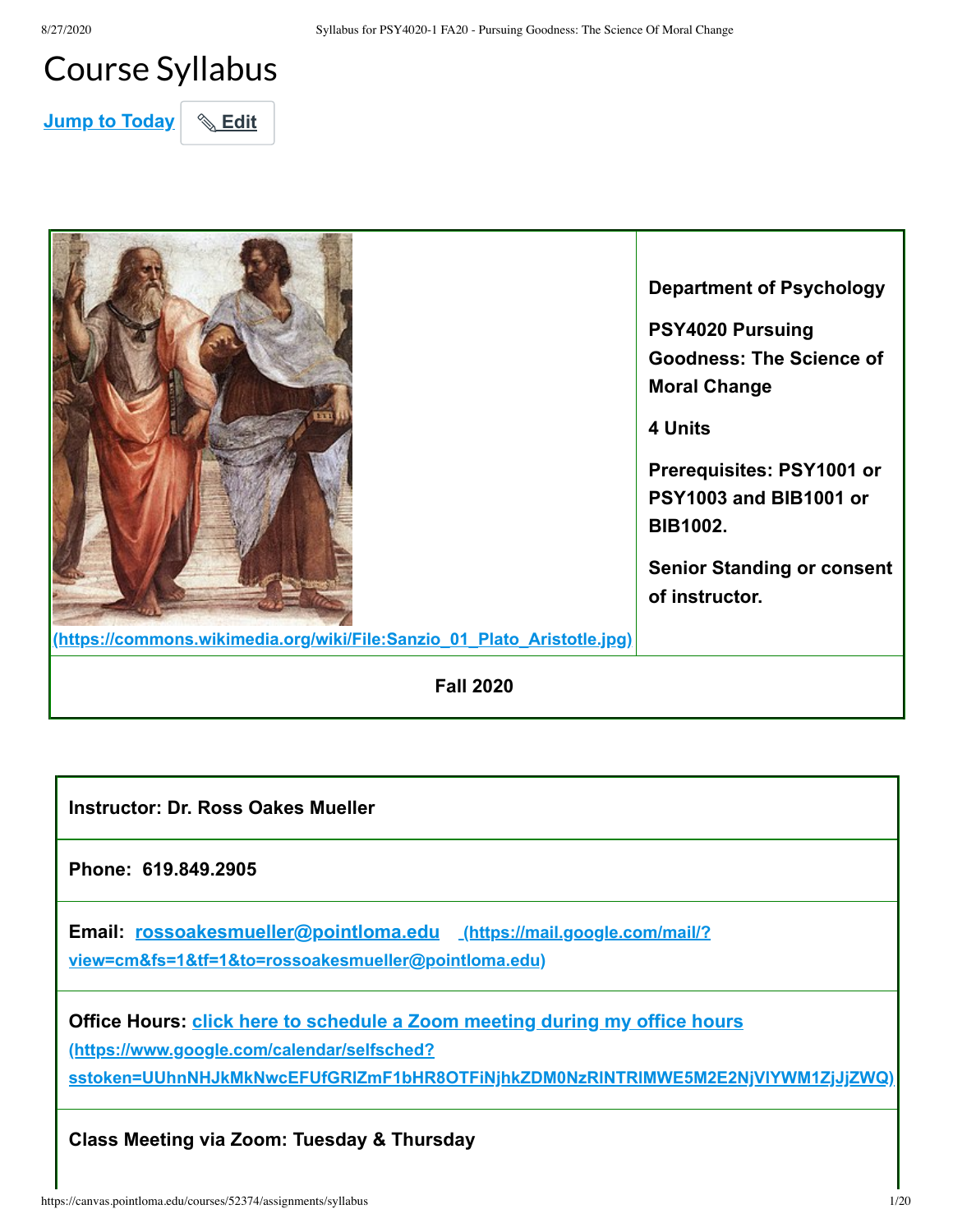# Course Syllabus

Jump to Today | Edit

| (https://commons.wikimedia.org/wiki/File:Sanzio_01_Plato_Aristotle.jpg) | **Department of Psychology**<br><br>**PSY4020 Pursuing Goodness: The Science of Moral Change**<br><br>**4 Units**<br><br>**Prerequisites: PSY1001 or PSY1003 and BIB1001 or BIB1002.**<br><br>**Senior Standing or consent of instructor.** |
|---|---|
| **Fall 2020** | |

| **Instructor: Dr. Ross Oakes Mueller** |
|---|
| **Phone: 619.849.2905** |
| **Email:** rossoakesmueller@pointloma.edu (https://mail.google.com/mail/?view=cm&fs=1&tf=1&to=rossoakesmueller@pointloma.edu) |
| **Office Hours:** click here to schedule a Zoom meeting during my office hours (https://www.google.com/calendar/selfsched?sstoken=UUhnNHJkMkNwcEFUfGRlZmF1bHR8OTFiNjhkZDM0NzRlNTRlMWE5M2E2NjVlYWM1ZjJjZWQ) |
| **Class Meeting via Zoom: Tuesday & Thursday** |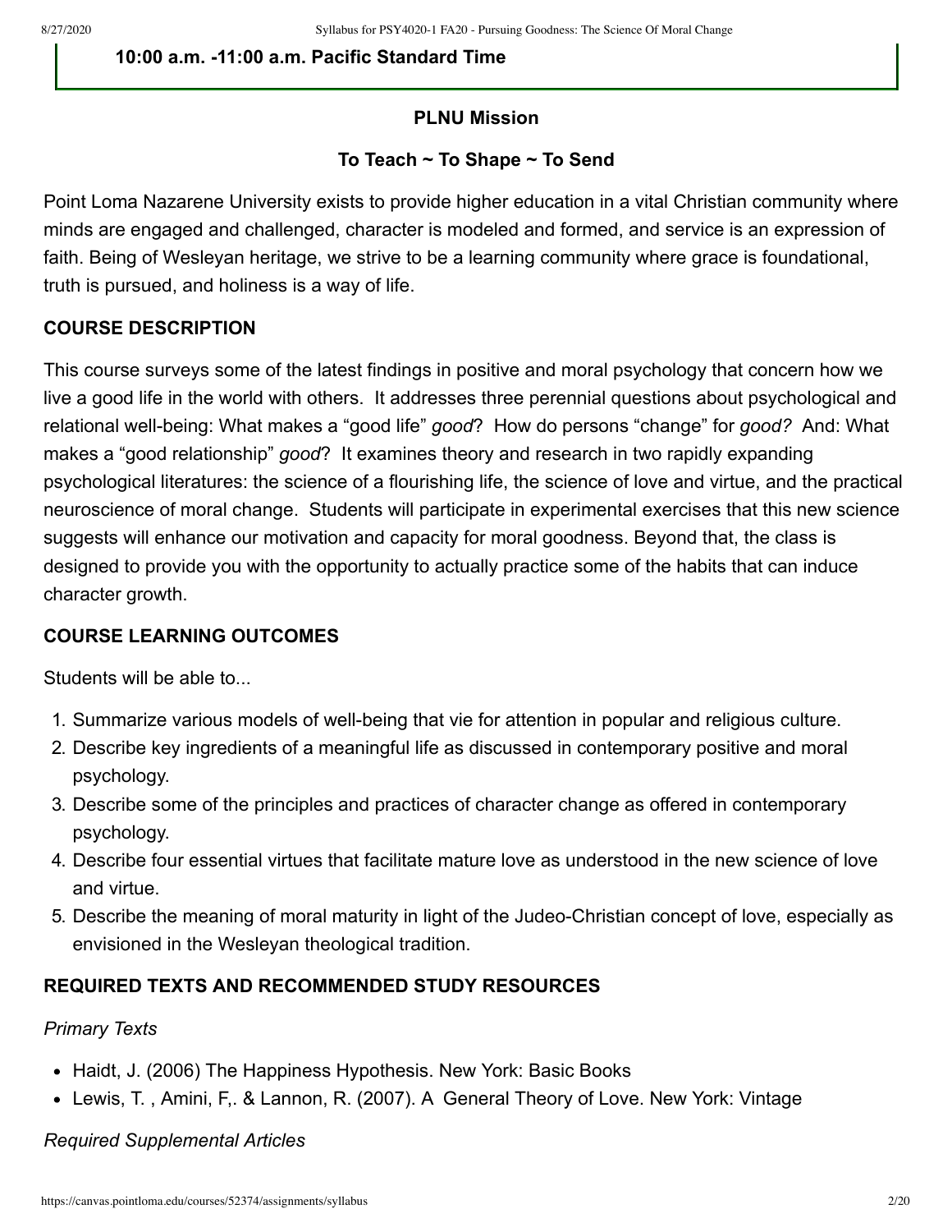**10:00 a.m. -11:00 a.m. Pacific Standard Time**

**PLNU Mission**

**To Teach ~ To Shape ~ To Send**

Point Loma Nazarene University exists to provide higher education in a vital Christian community where minds are engaged and challenged, character is modeled and formed, and service is an expression of faith. Being of Wesleyan heritage, we strive to be a learning community where grace is foundational, truth is pursued, and holiness is a way of life.

## COURSE DESCRIPTION

This course surveys some of the latest findings in positive and moral psychology that concern how we live a good life in the world with others. It addresses three perennial questions about psychological and relational well-being: What makes a “good life” *good*? How do persons “change” for *good?* And: What makes a “good relationship” *good*? It examines theory and research in two rapidly expanding psychological literatures: the science of a flourishing life, the science of love and virtue, and the practical neuroscience of moral change. Students will participate in experimental exercises that this new science suggests will enhance our motivation and capacity for moral goodness. Beyond that, the class is designed to provide you with the opportunity to actually practice some of the habits that can induce character growth.

## COURSE LEARNING OUTCOMES

Students will be able to...

1. Summarize various models of well-being that vie for attention in popular and religious culture.
2. Describe key ingredients of a meaningful life as discussed in contemporary positive and moral psychology.
3. Describe some of the principles and practices of character change as offered in contemporary psychology.
4. Describe four essential virtues that facilitate mature love as understood in the new science of love and virtue.
5. Describe the meaning of moral maturity in light of the Judeo-Christian concept of love, especially as envisioned in the Wesleyan theological tradition.

## REQUIRED TEXTS AND RECOMMENDED STUDY RESOURCES

*Primary Texts*

- Haidt, J. (2006) The Happiness Hypothesis. New York: Basic Books
- Lewis, T. , Amini, F,. & Lannon, R. (2007). A General Theory of Love. New York: Vintage

*Required Supplemental Articles*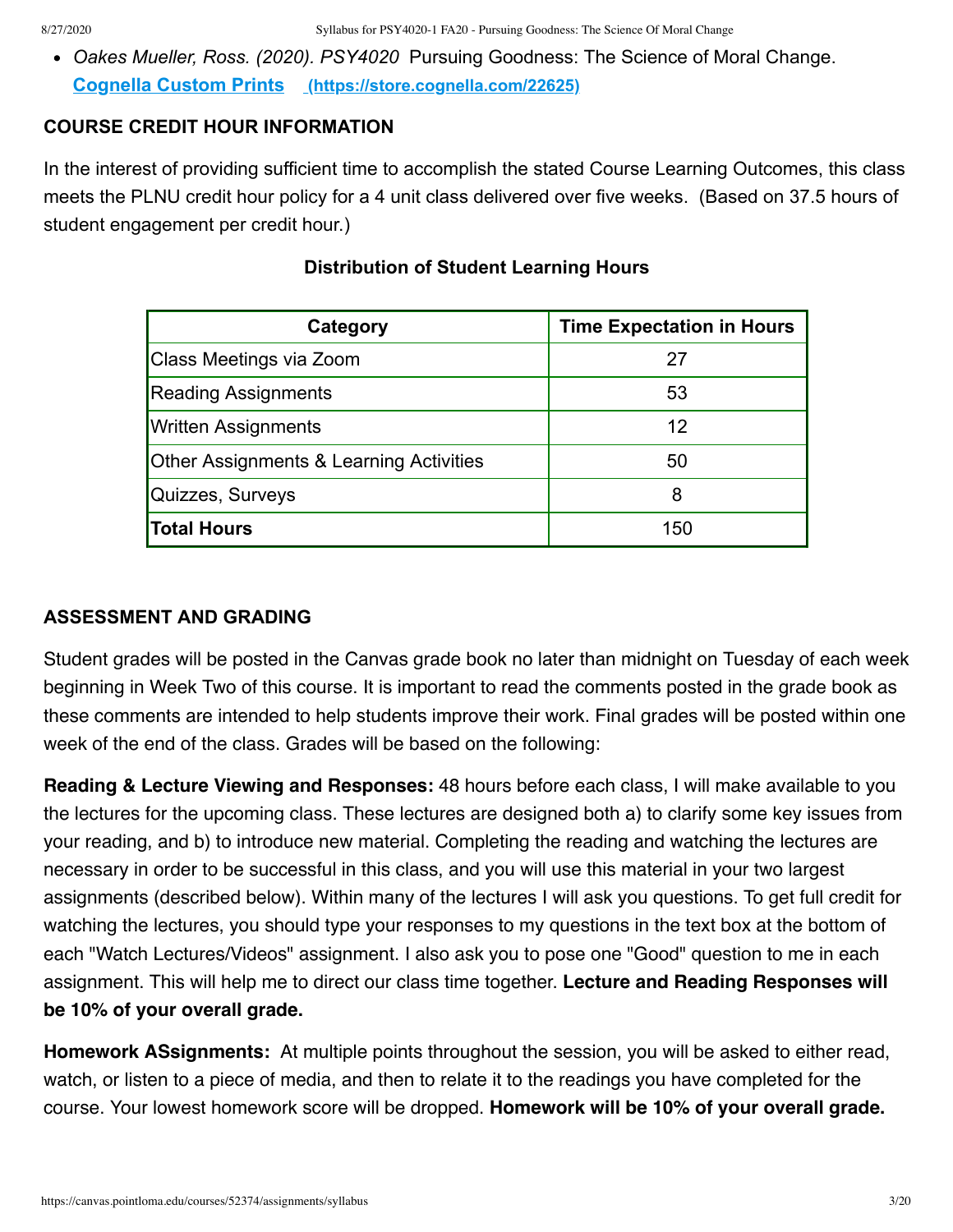- *Oakes Mueller, Ross. (2020). PSY4020* Pursuing Goodness: The Science of Moral Change. **[Cognella Custom Prints](https://store.cognella.com/22625)** **(https://store.cognella.com/22625)**

**COURSE CREDIT HOUR INFORMATION**

In the interest of providing sufficient time to accomplish the stated Course Learning Outcomes, this class meets the PLNU credit hour policy for a 4 unit class delivered over five weeks. (Based on 37.5 hours of student engagement per credit hour.)

**Distribution of Student Learning Hours**

| Category | Time Expectation in Hours |
|---|---|
| Class Meetings via Zoom | 27 |
| Reading Assignments | 53 |
| Written Assignments | 12 |
| Other Assignments & Learning Activities | 50 |
| Quizzes, Surveys | 8 |
| **Total Hours** | 150 |

**ASSESSMENT AND GRADING**

Student grades will be posted in the Canvas grade book no later than midnight on Tuesday of each week beginning in Week Two of this course. It is important to read the comments posted in the grade book as these comments are intended to help students improve their work. Final grades will be posted within one week of the end of the class. Grades will be based on the following:

**Reading & Lecture Viewing and Responses:** 48 hours before each class, I will make available to you the lectures for the upcoming class. These lectures are designed both a) to clarify some key issues from your reading, and b) to introduce new material. Completing the reading and watching the lectures are necessary in order to be successful in this class, and you will use this material in your two largest assignments (described below). Within many of the lectures I will ask you questions. To get full credit for watching the lectures, you should type your responses to my questions in the text box at the bottom of each "Watch Lectures/Videos" assignment. I also ask you to pose one "Good" question to me in each assignment. This will help me to direct our class time together. **Lecture and Reading Responses will be 10% of your overall grade.**

**Homework ASsignments:** At multiple points throughout the session, you will be asked to either read, watch, or listen to a piece of media, and then to relate it to the readings you have completed for the course. Your lowest homework score will be dropped. **Homework will be 10% of your overall grade.**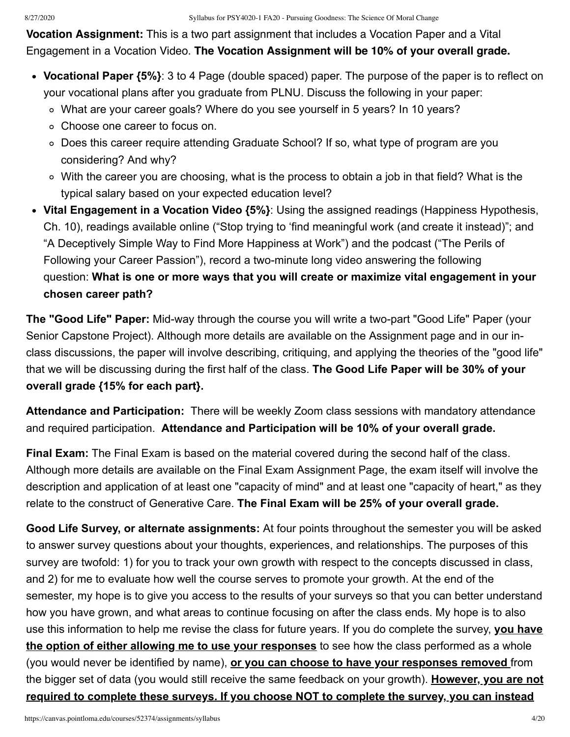**Vocation Assignment:** This is a two part assignment that includes a Vocation Paper and a Vital Engagement in a Vocation Video. **The Vocation Assignment will be 10% of your overall grade.**

- **Vocational Paper {5%}**: 3 to 4 Page (double spaced) paper. The purpose of the paper is to reflect on your vocational plans after you graduate from PLNU. Discuss the following in your paper:
  - What are your career goals? Where do you see yourself in 5 years? In 10 years?
  - Choose one career to focus on.
  - Does this career require attending Graduate School? If so, what type of program are you considering? And why?
  - With the career you are choosing, what is the process to obtain a job in that field? What is the typical salary based on your expected education level?
- **Vital Engagement in a Vocation Video {5%}**: Using the assigned readings (Happiness Hypothesis, Ch. 10), readings available online ("Stop trying to 'find meaningful work (and create it instead)"; and "A Deceptively Simple Way to Find More Happiness at Work") and the podcast ("The Perils of Following your Career Passion"), record a two-minute long video answering the following question: **What is one or more ways that you will create or maximize vital engagement in your chosen career path?**

**The "Good Life" Paper:** Mid-way through the course you will write a two-part "Good Life" Paper (your Senior Capstone Project). Although more details are available on the Assignment page and in our in-class discussions, the paper will involve describing, critiquing, and applying the theories of the "good life" that we will be discussing during the first half of the class. **The Good Life Paper will be 30% of your overall grade {15% for each part}.**

**Attendance and Participation:** There will be weekly Zoom class sessions with mandatory attendance and required participation. **Attendance and Participation will be 10% of your overall grade.**

**Final Exam:** The Final Exam is based on the material covered during the second half of the class. Although more details are available on the Final Exam Assignment Page, the exam itself will involve the description and application of at least one "capacity of mind" and at least one "capacity of heart," as they relate to the construct of Generative Care. **The Final Exam will be 25% of your overall grade.**

**Good Life Survey, or alternate assignments:** At four points throughout the semester you will be asked to answer survey questions about your thoughts, experiences, and relationships. The purposes of this survey are twofold: 1) for you to track your own growth with respect to the concepts discussed in class, and 2) for me to evaluate how well the course serves to promote your growth. At the end of the semester, my hope is to give you access to the results of your surveys so that you can better understand how you have grown, and what areas to continue focusing on after the class ends. My hope is to also use this information to help me revise the class for future years. If you do complete the survey, **you have the option of either allowing me to use your responses** to see how the class performed as a whole (you would never be identified by name), **or you can choose to have your responses removed** from the bigger set of data (you would still receive the same feedback on your growth). **However, you are not required to complete these surveys. If you choose NOT to complete the survey, you can instead**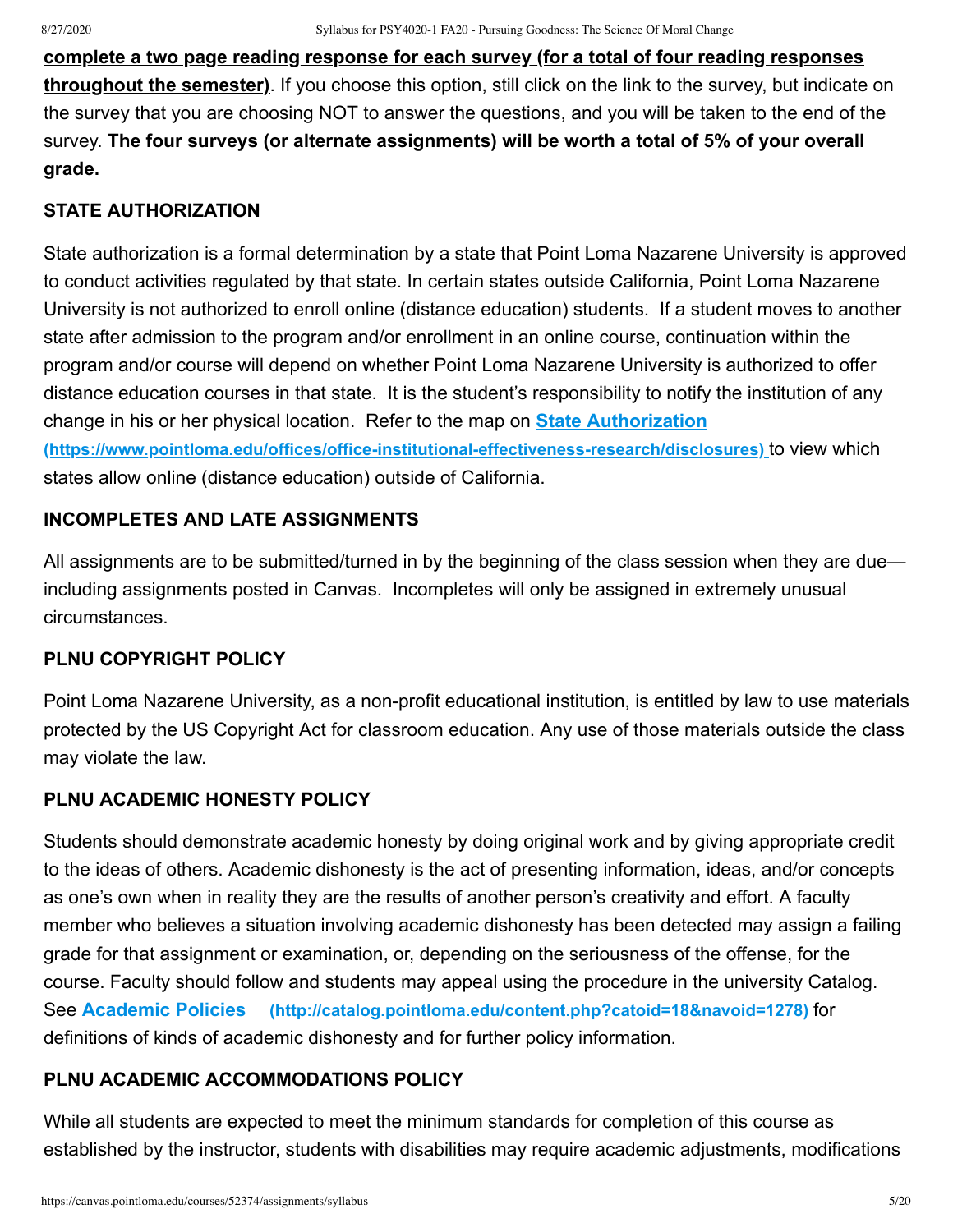**complete a two page reading response for each survey (for a total of four reading responses throughout the semester)**. If you choose this option, still click on the link to the survey, but indicate on the survey that you are choosing NOT to answer the questions, and you will be taken to the end of the survey. **The four surveys (or alternate assignments) will be worth a total of 5% of your overall grade.**

**STATE AUTHORIZATION**

State authorization is a formal determination by a state that Point Loma Nazarene University is approved to conduct activities regulated by that state. In certain states outside California, Point Loma Nazarene University is not authorized to enroll online (distance education) students. If a student moves to another state after admission to the program and/or enrollment in an online course, continuation within the program and/or course will depend on whether Point Loma Nazarene University is authorized to offer distance education courses in that state. It is the student's responsibility to notify the institution of any change in his or her physical location. Refer to the map on **State Authorization (https://www.pointloma.edu/offices/office-institutional-effectiveness-research/disclosures)** to view which states allow online (distance education) outside of California.

**INCOMPLETES AND LATE ASSIGNMENTS**

All assignments are to be submitted/turned in by the beginning of the class session when they are due—including assignments posted in Canvas. Incompletes will only be assigned in extremely unusual circumstances.

**PLNU COPYRIGHT POLICY**

Point Loma Nazarene University, as a non-profit educational institution, is entitled by law to use materials protected by the US Copyright Act for classroom education. Any use of those materials outside the class may violate the law.

**PLNU ACADEMIC HONESTY POLICY**

Students should demonstrate academic honesty by doing original work and by giving appropriate credit to the ideas of others. Academic dishonesty is the act of presenting information, ideas, and/or concepts as one's own when in reality they are the results of another person's creativity and effort. A faculty member who believes a situation involving academic dishonesty has been detected may assign a failing grade for that assignment or examination, or, depending on the seriousness of the offense, for the course. Faculty should follow and students may appeal using the procedure in the university Catalog. See **Academic Policies (http://catalog.pointloma.edu/content.php?catoid=18&navoid=1278)** for definitions of kinds of academic dishonesty and for further policy information.

**PLNU ACADEMIC ACCOMMODATIONS POLICY**

While all students are expected to meet the minimum standards for completion of this course as established by the instructor, students with disabilities may require academic adjustments, modifications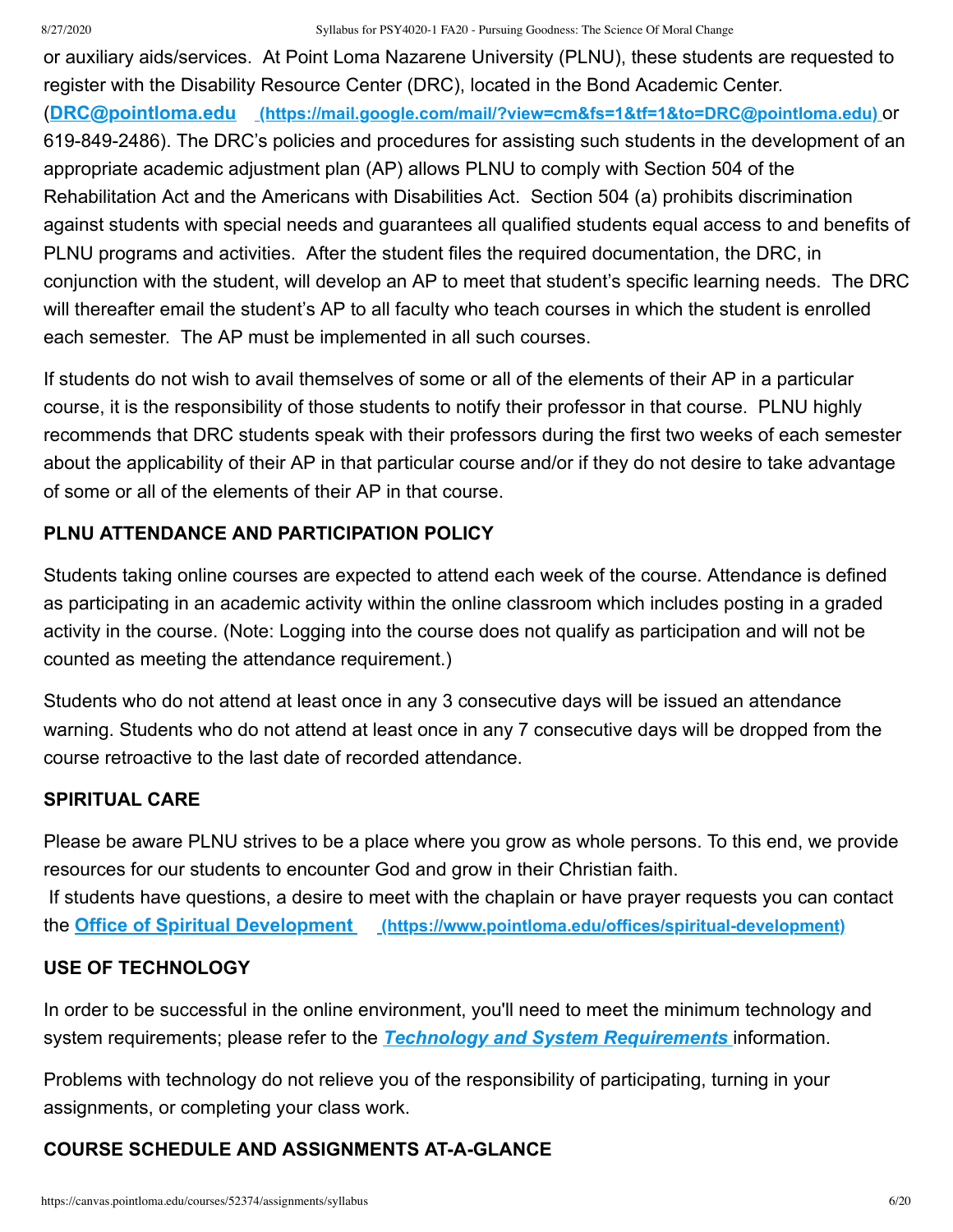or auxiliary aids/services. At Point Loma Nazarene University (PLNU), these students are requested to register with the Disability Resource Center (DRC), located in the Bond Academic Center. (**DRC@pointloma.edu** **(https://mail.google.com/mail/?view=cm&fs=1&tf=1&to=DRC@pointloma.edu)** or 619-849-2486). The DRC's policies and procedures for assisting such students in the development of an appropriate academic adjustment plan (AP) allows PLNU to comply with Section 504 of the Rehabilitation Act and the Americans with Disabilities Act. Section 504 (a) prohibits discrimination against students with special needs and guarantees all qualified students equal access to and benefits of PLNU programs and activities. After the student files the required documentation, the DRC, in conjunction with the student, will develop an AP to meet that student's specific learning needs. The DRC will thereafter email the student's AP to all faculty who teach courses in which the student is enrolled each semester. The AP must be implemented in all such courses.

If students do not wish to avail themselves of some or all of the elements of their AP in a particular course, it is the responsibility of those students to notify their professor in that course. PLNU highly recommends that DRC students speak with their professors during the first two weeks of each semester about the applicability of their AP in that particular course and/or if they do not desire to take advantage of some or all of the elements of their AP in that course.

**PLNU ATTENDANCE AND PARTICIPATION POLICY**

Students taking online courses are expected to attend each week of the course. Attendance is defined as participating in an academic activity within the online classroom which includes posting in a graded activity in the course. (Note: Logging into the course does not qualify as participation and will not be counted as meeting the attendance requirement.)

Students who do not attend at least once in any 3 consecutive days will be issued an attendance warning. Students who do not attend at least once in any 7 consecutive days will be dropped from the course retroactive to the last date of recorded attendance.

**SPIRITUAL CARE**

Please be aware PLNU strives to be a place where you grow as whole persons. To this end, we provide resources for our students to encounter God and grow in their Christian faith.
If students have questions, a desire to meet with the chaplain or have prayer requests you can contact the **Office of Spiritual Development** **(https://www.pointloma.edu/offices/spiritual-development)**

**USE OF TECHNOLOGY**

In order to be successful in the online environment, you'll need to meet the minimum technology and system requirements; please refer to the ***Technology and System Requirements*** information.

Problems with technology do not relieve you of the responsibility of participating, turning in your assignments, or completing your class work.

**COURSE SCHEDULE AND ASSIGNMENTS AT-A-GLANCE**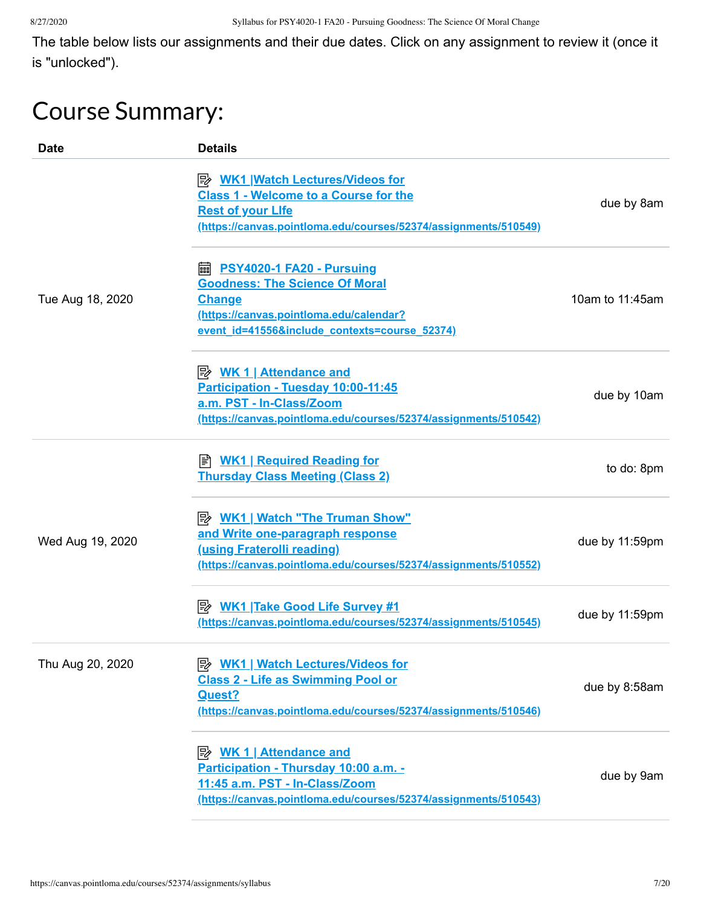The table below lists our assignments and their due dates. Click on any assignment to review it (once it is "unlocked").

# Course Summary:

| Date | Details | |
|---|---|---|
| Tue Aug 18, 2020 | WK1 \|Watch Lectures/Videos for Class 1 - Welcome to a Course for the Rest of your LIfe (https://canvas.pointloma.edu/courses/52374/assignments/510549) | due by 8am |
| | PSY4020-1 FA20 - Pursuing Goodness: The Science Of Moral Change (https://canvas.pointloma.edu/calendar?event_id=41556&include_contexts=course_52374) | 10am to 11:45am |
| | WK 1 \| Attendance and Participation - Tuesday 10:00-11:45 a.m. PST - In-Class/Zoom (https://canvas.pointloma.edu/courses/52374/assignments/510542) | due by 10am |
| Wed Aug 19, 2020 | WK1 \| Required Reading for Thursday Class Meeting (Class 2) | to do: 8pm |
| | WK1 \| Watch "The Truman Show" and Write one-paragraph response (using Fraterolli reading) (https://canvas.pointloma.edu/courses/52374/assignments/510552) | due by 11:59pm |
| | WK1 \|Take Good Life Survey #1 (https://canvas.pointloma.edu/courses/52374/assignments/510545) | due by 11:59pm |
| Thu Aug 20, 2020 | WK1 \| Watch Lectures/Videos for Class 2 - Life as Swimming Pool or Quest? (https://canvas.pointloma.edu/courses/52374/assignments/510546) | due by 8:58am |
| | WK 1 \| Attendance and Participation - Thursday 10:00 a.m. - 11:45 a.m. PST - In-Class/Zoom (https://canvas.pointloma.edu/courses/52374/assignments/510543) | due by 9am |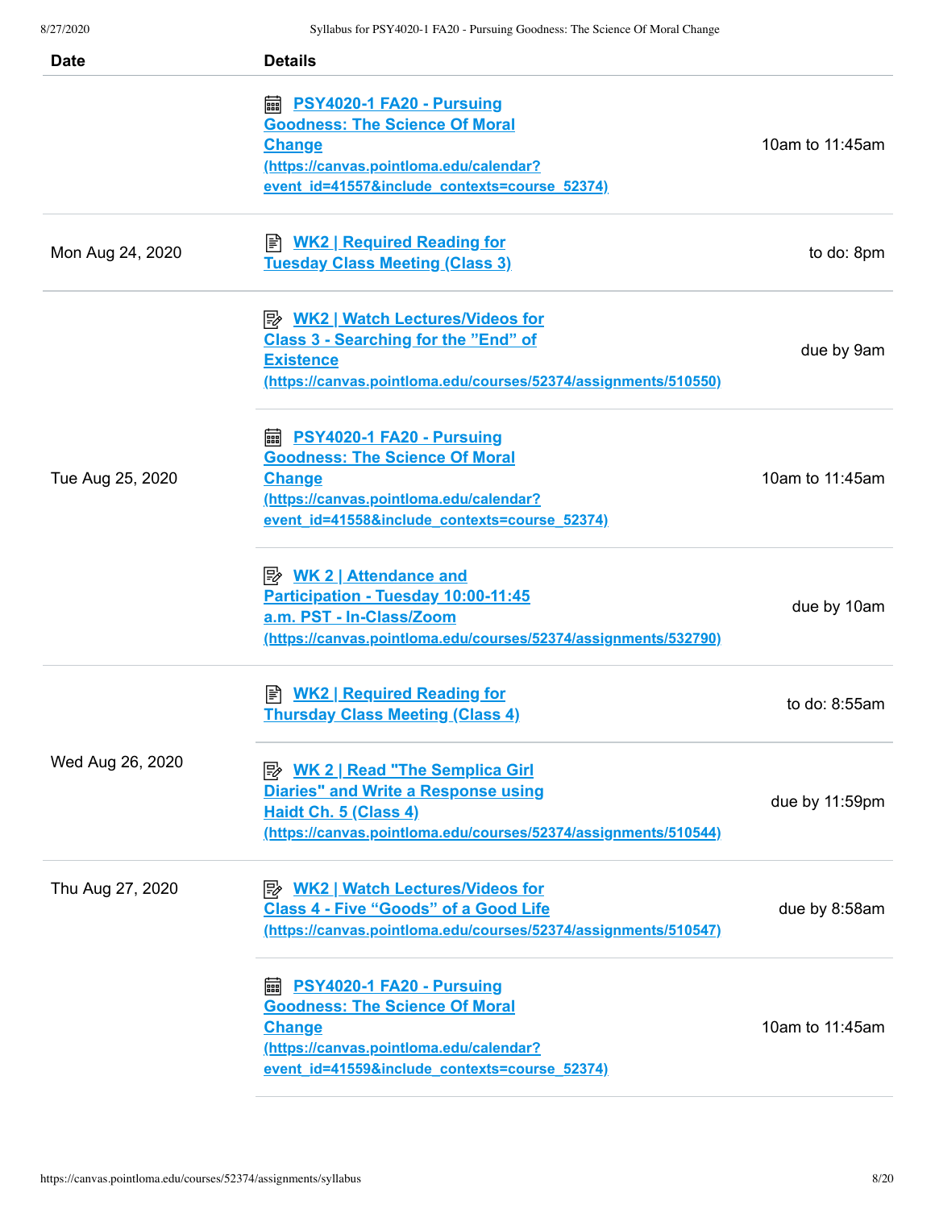| Date | Details | |
|---|---|---|
| | PSY4020-1 FA20 - Pursuing Goodness: The Science Of Moral Change (https://canvas.pointloma.edu/calendar?event_id=41557&include_contexts=course_52374) | 10am to 11:45am |
| Mon Aug 24, 2020 | WK2 \| Required Reading for Tuesday Class Meeting (Class 3) | to do: 8pm |
| Tue Aug 25, 2020 | WK2 \| Watch Lectures/Videos for Class 3 - Searching for the "End" of Existence (https://canvas.pointloma.edu/courses/52374/assignments/510550) | due by 9am |
| | PSY4020-1 FA20 - Pursuing Goodness: The Science Of Moral Change (https://canvas.pointloma.edu/calendar?event_id=41558&include_contexts=course_52374) | 10am to 11:45am |
| | WK 2 \| Attendance and Participation - Tuesday 10:00-11:45 a.m. PST - In-Class/Zoom (https://canvas.pointloma.edu/courses/52374/assignments/532790) | due by 10am |
| Wed Aug 26, 2020 | WK2 \| Required Reading for Thursday Class Meeting (Class 4) | to do: 8:55am |
| | WK 2 \| Read "The Semplica Girl Diaries" and Write a Response using Haidt Ch. 5 (Class 4) (https://canvas.pointloma.edu/courses/52374/assignments/510544) | due by 11:59pm |
| Thu Aug 27, 2020 | WK2 \| Watch Lectures/Videos for Class 4 - Five "Goods" of a Good Life (https://canvas.pointloma.edu/courses/52374/assignments/510547) | due by 8:58am |
| | PSY4020-1 FA20 - Pursuing Goodness: The Science Of Moral Change (https://canvas.pointloma.edu/calendar?event_id=41559&include_contexts=course_52374) | 10am to 11:45am |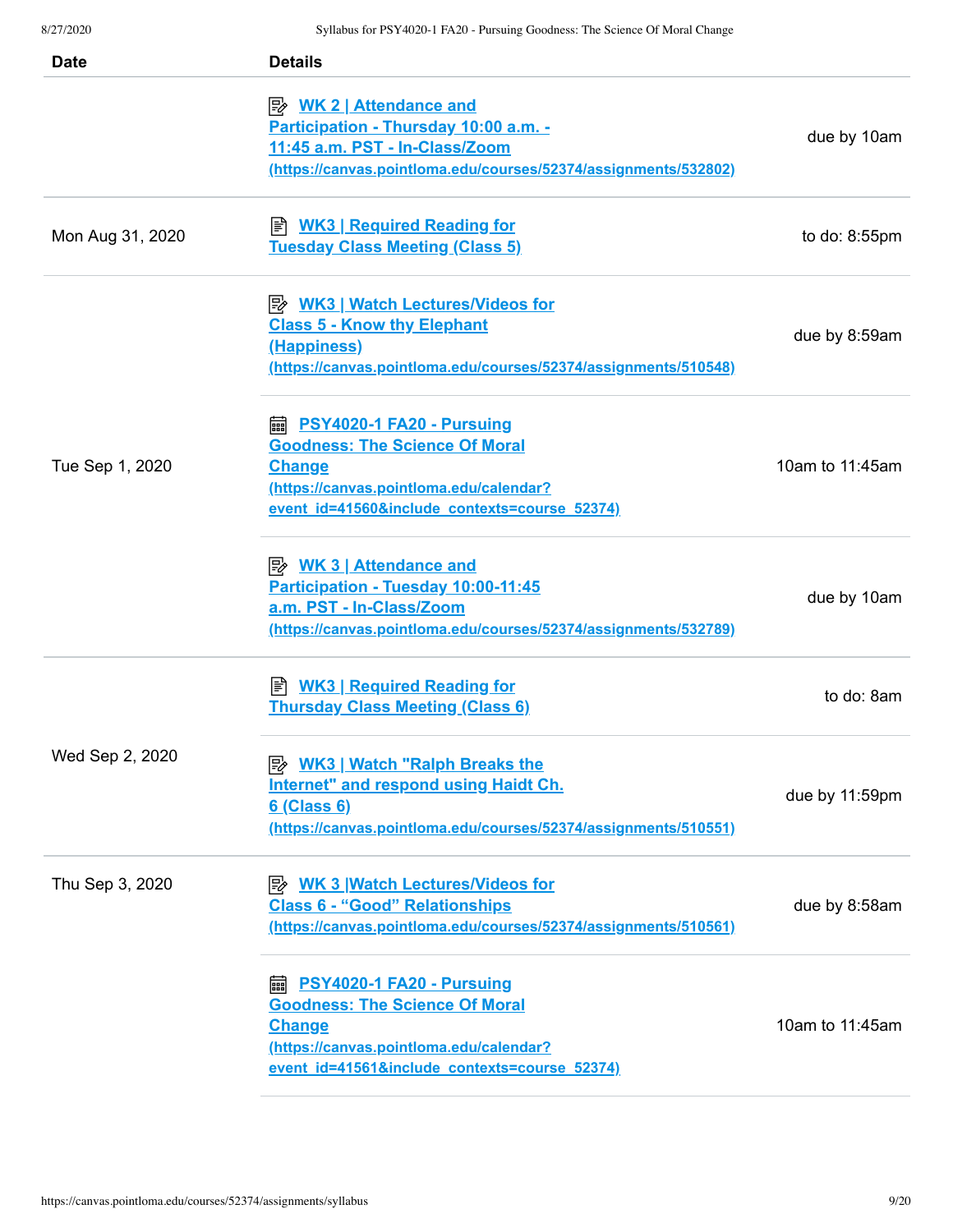| Date | Details | |
|---|---|---|
| | WK 2 \| Attendance and Participation - Thursday 10:00 a.m. - 11:45 a.m. PST - In-Class/Zoom (https://canvas.pointloma.edu/courses/52374/assignments/532802) | due by 10am |
| Mon Aug 31, 2020 | WK3 \| Required Reading for Tuesday Class Meeting (Class 5) | to do: 8:55pm |
| Tue Sep 1, 2020 | WK3 \| Watch Lectures/Videos for Class 5 - Know thy Elephant (Happiness) (https://canvas.pointloma.edu/courses/52374/assignments/510548) | due by 8:59am |
| | PSY4020-1 FA20 - Pursuing Goodness: The Science Of Moral Change (https://canvas.pointloma.edu/calendar?event_id=41560&include_contexts=course_52374) | 10am to 11:45am |
| | WK 3 \| Attendance and Participation - Tuesday 10:00-11:45 a.m. PST - In-Class/Zoom (https://canvas.pointloma.edu/courses/52374/assignments/532789) | due by 10am |
| Wed Sep 2, 2020 | WK3 \| Required Reading for Thursday Class Meeting (Class 6) | to do: 8am |
| | WK3 \| Watch "Ralph Breaks the Internet" and respond using Haidt Ch. 6 (Class 6) (https://canvas.pointloma.edu/courses/52374/assignments/510551) | due by 11:59pm |
| Thu Sep 3, 2020 | WK 3 \|Watch Lectures/Videos for Class 6 - "Good" Relationships (https://canvas.pointloma.edu/courses/52374/assignments/510561) | due by 8:58am |
| | PSY4020-1 FA20 - Pursuing Goodness: The Science Of Moral Change (https://canvas.pointloma.edu/calendar?event_id=41561&include_contexts=course_52374) | 10am to 11:45am |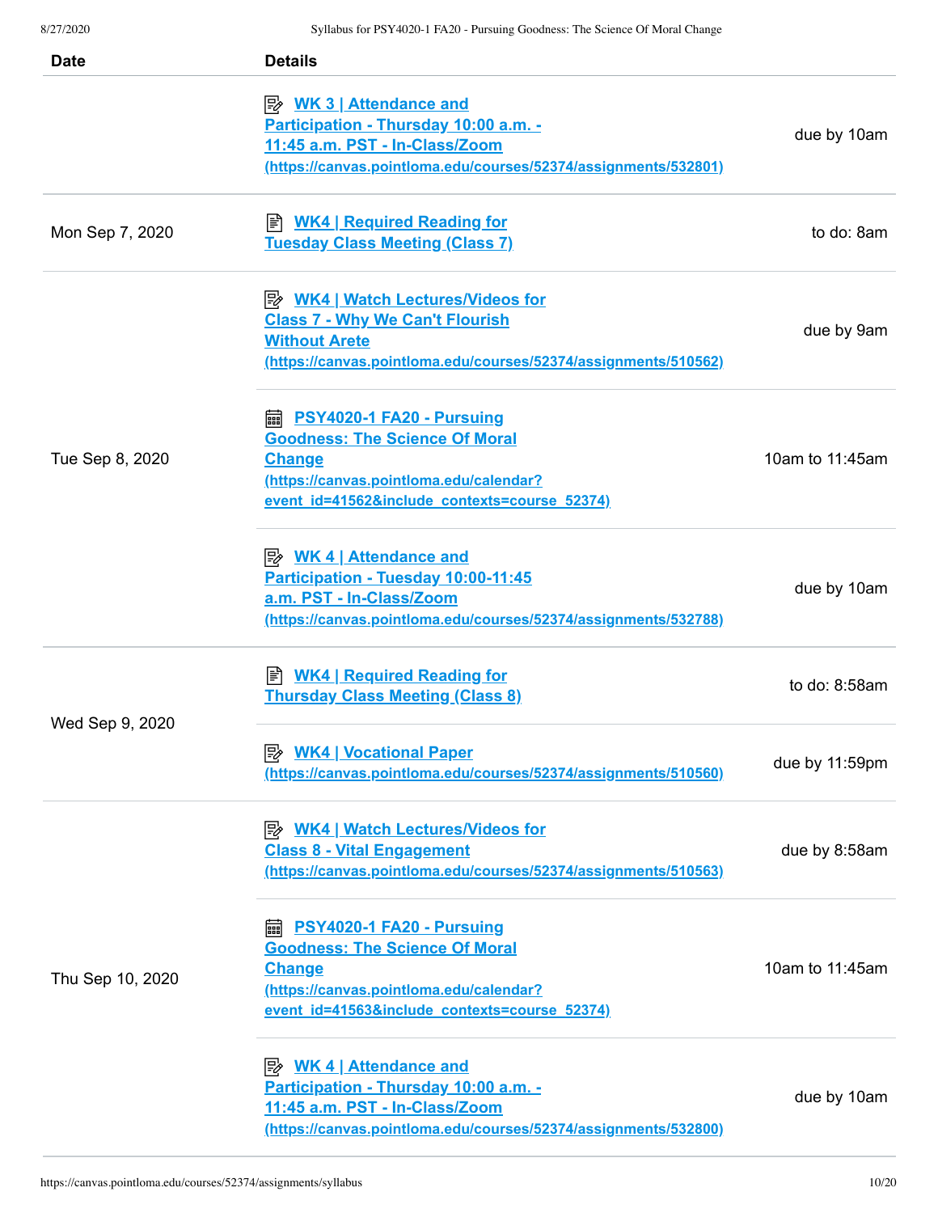| Date | Details | |
|---|---|---|
| | WK 3 \| Attendance and Participation - Thursday 10:00 a.m. - 11:45 a.m. PST - In-Class/Zoom (https://canvas.pointloma.edu/courses/52374/assignments/532801) | due by 10am |
| Mon Sep 7, 2020 | WK4 \| Required Reading for Tuesday Class Meeting (Class 7) | to do: 8am |
| Tue Sep 8, 2020 | WK4 \| Watch Lectures/Videos for Class 7 - Why We Can't Flourish Without Arete (https://canvas.pointloma.edu/courses/52374/assignments/510562) | due by 9am |
| | PSY4020-1 FA20 - Pursuing Goodness: The Science Of Moral Change (https://canvas.pointloma.edu/calendar?event_id=41562&include_contexts=course_52374) | 10am to 11:45am |
| | WK 4 \| Attendance and Participation - Tuesday 10:00-11:45 a.m. PST - In-Class/Zoom (https://canvas.pointloma.edu/courses/52374/assignments/532788) | due by 10am |
| Wed Sep 9, 2020 | WK4 \| Required Reading for Thursday Class Meeting (Class 8) | to do: 8:58am |
| | WK4 \| Vocational Paper (https://canvas.pointloma.edu/courses/52374/assignments/510560) | due by 11:59pm |
| Thu Sep 10, 2020 | WK4 \| Watch Lectures/Videos for Class 8 - Vital Engagement (https://canvas.pointloma.edu/courses/52374/assignments/510563) | due by 8:58am |
| | PSY4020-1 FA20 - Pursuing Goodness: The Science Of Moral Change (https://canvas.pointloma.edu/calendar?event_id=41563&include_contexts=course_52374) | 10am to 11:45am |
| | WK 4 \| Attendance and Participation - Thursday 10:00 a.m. - 11:45 a.m. PST - In-Class/Zoom (https://canvas.pointloma.edu/courses/52374/assignments/532800) | due by 10am |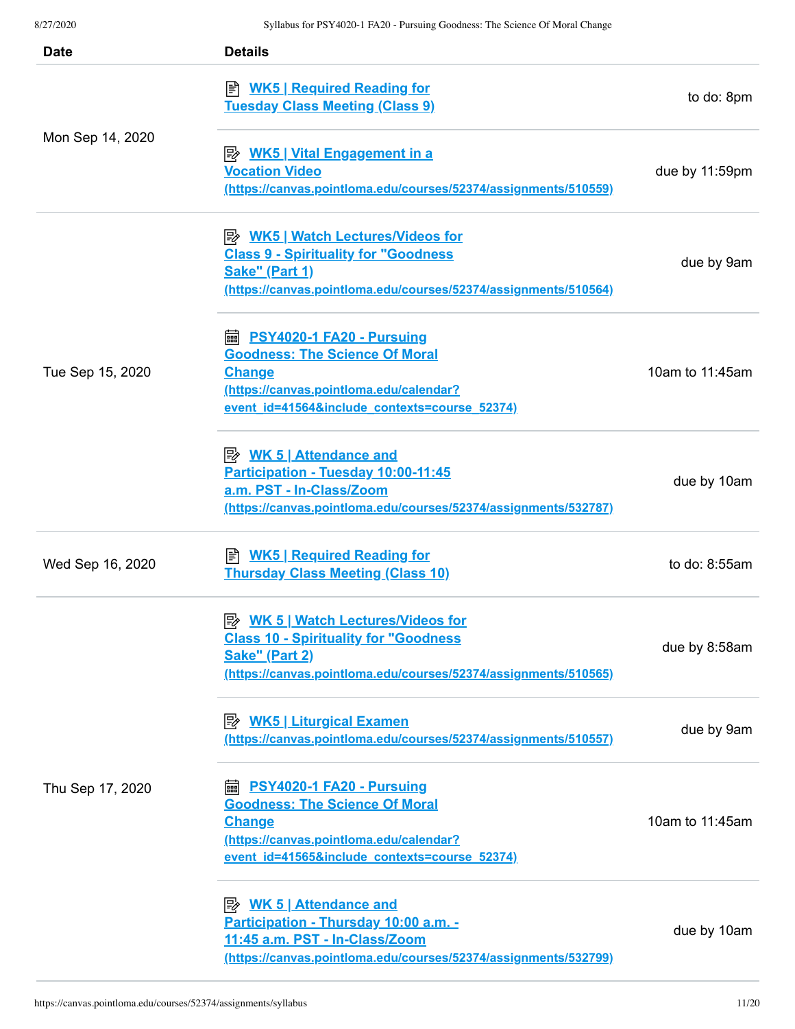| Date | Details | |
|---|---|---|
| Mon Sep 14, 2020 | **WK5 \| Required Reading for Tuesday Class Meeting (Class 9)** | to do: 8pm |
| | **WK5 \| Vital Engagement in a Vocation Video (https://canvas.pointloma.edu/courses/52374/assignments/510559)** | due by 11:59pm |
| Tue Sep 15, 2020 | **WK5 \| Watch Lectures/Videos for Class 9 - Spirituality for "Goodness Sake" (Part 1) (https://canvas.pointloma.edu/courses/52374/assignments/510564)** | due by 9am |
| | **PSY4020-1 FA20 - Pursuing Goodness: The Science Of Moral Change (https://canvas.pointloma.edu/calendar?event_id=41564&include_contexts=course_52374)** | 10am to 11:45am |
| | **WK 5 \| Attendance and Participation - Tuesday 10:00-11:45 a.m. PST - In-Class/Zoom (https://canvas.pointloma.edu/courses/52374/assignments/532787)** | due by 10am |
| Wed Sep 16, 2020 | **WK5 \| Required Reading for Thursday Class Meeting (Class 10)** | to do: 8:55am |
| Thu Sep 17, 2020 | **WK 5 \| Watch Lectures/Videos for Class 10 - Spirituality for "Goodness Sake" (Part 2) (https://canvas.pointloma.edu/courses/52374/assignments/510565)** | due by 8:58am |
| | **WK5 \| Liturgical Examen (https://canvas.pointloma.edu/courses/52374/assignments/510557)** | due by 9am |
| | **PSY4020-1 FA20 - Pursuing Goodness: The Science Of Moral Change (https://canvas.pointloma.edu/calendar?event_id=41565&include_contexts=course_52374)** | 10am to 11:45am |
| | **WK 5 \| Attendance and Participation - Thursday 10:00 a.m. - 11:45 a.m. PST - In-Class/Zoom (https://canvas.pointloma.edu/courses/52374/assignments/532799)** | due by 10am |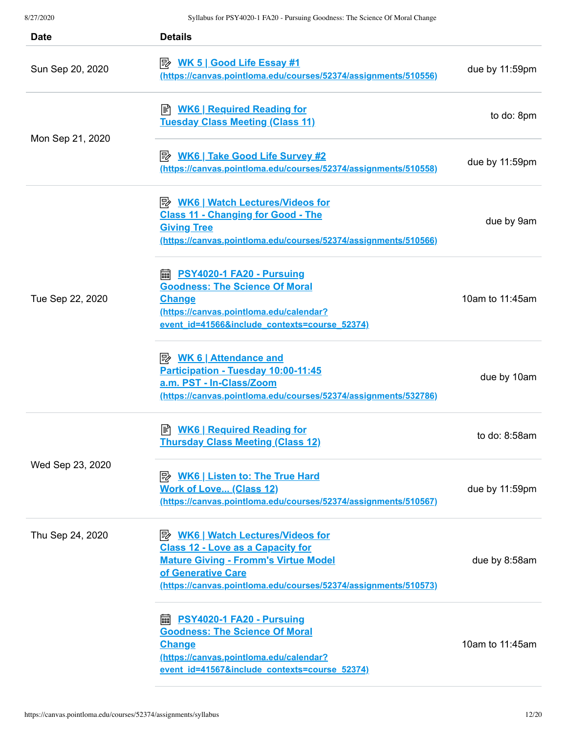| Date | Details | |
|---|---|---|
| Sun Sep 20, 2020 | WK 5 \| Good Life Essay #1 (https://canvas.pointloma.edu/courses/52374/assignments/510556) | due by 11:59pm |
| Mon Sep 21, 2020 | WK6 \| Required Reading for Tuesday Class Meeting (Class 11) | to do: 8pm |
| | WK6 \| Take Good Life Survey #2 (https://canvas.pointloma.edu/courses/52374/assignments/510558) | due by 11:59pm |
| Tue Sep 22, 2020 | WK6 \| Watch Lectures/Videos for Class 11 - Changing for Good - The Giving Tree (https://canvas.pointloma.edu/courses/52374/assignments/510566) | due by 9am |
| | PSY4020-1 FA20 - Pursuing Goodness: The Science Of Moral Change (https://canvas.pointloma.edu/calendar?event_id=41566&include_contexts=course_52374) | 10am to 11:45am |
| | WK 6 \| Attendance and Participation - Tuesday 10:00-11:45 a.m. PST - In-Class/Zoom (https://canvas.pointloma.edu/courses/52374/assignments/532786) | due by 10am |
| Wed Sep 23, 2020 | WK6 \| Required Reading for Thursday Class Meeting (Class 12) | to do: 8:58am |
| | WK6 \| Listen to: The True Hard Work of Love... (Class 12) (https://canvas.pointloma.edu/courses/52374/assignments/510567) | due by 11:59pm |
| Thu Sep 24, 2020 | WK6 \| Watch Lectures/Videos for Class 12 - Love as a Capacity for Mature Giving - Fromm's Virtue Model of Generative Care (https://canvas.pointloma.edu/courses/52374/assignments/510573) | due by 8:58am |
| | PSY4020-1 FA20 - Pursuing Goodness: The Science Of Moral Change (https://canvas.pointloma.edu/calendar?event_id=41567&include_contexts=course_52374) | 10am to 11:45am |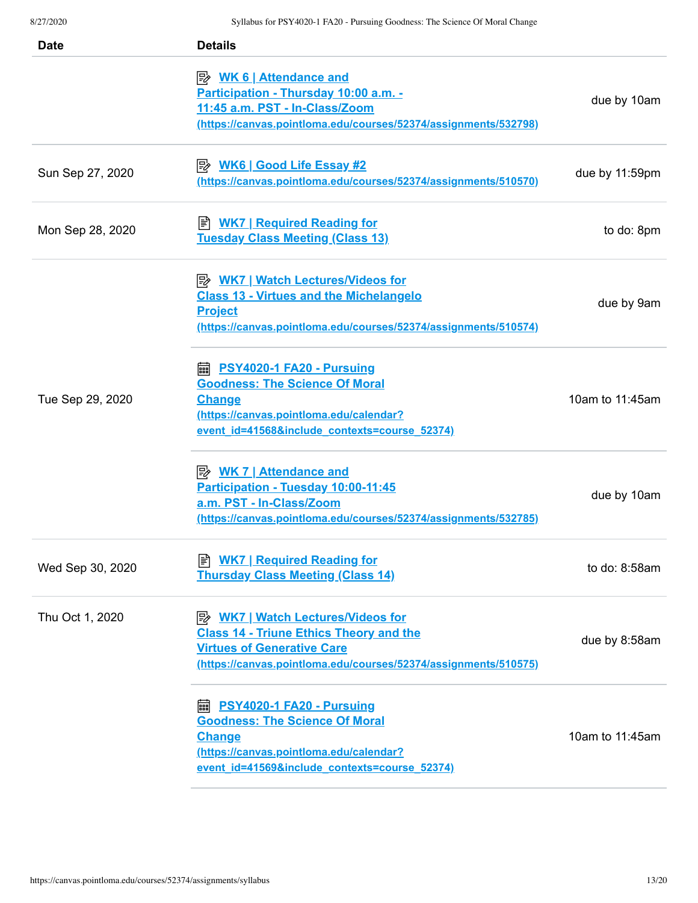| Date | Details | |
| --- | --- | --- |
| | WK 6 \| Attendance and Participation - Thursday 10:00 a.m. - 11:45 a.m. PST - In-Class/Zoom (https://canvas.pointloma.edu/courses/52374/assignments/532798) | due by 10am |
| Sun Sep 27, 2020 | WK6 \| Good Life Essay #2 (https://canvas.pointloma.edu/courses/52374/assignments/510570) | due by 11:59pm |
| Mon Sep 28, 2020 | WK7 \| Required Reading for Tuesday Class Meeting (Class 13) | to do: 8pm |
| Tue Sep 29, 2020 | WK7 \| Watch Lectures/Videos for Class 13 - Virtues and the Michelangelo Project (https://canvas.pointloma.edu/courses/52374/assignments/510574) | due by 9am |
| | PSY4020-1 FA20 - Pursuing Goodness: The Science Of Moral Change (https://canvas.pointloma.edu/calendar?event_id=41568&include_contexts=course_52374) | 10am to 11:45am |
| | WK 7 \| Attendance and Participation - Tuesday 10:00-11:45 a.m. PST - In-Class/Zoom (https://canvas.pointloma.edu/courses/52374/assignments/532785) | due by 10am |
| Wed Sep 30, 2020 | WK7 \| Required Reading for Thursday Class Meeting (Class 14) | to do: 8:58am |
| Thu Oct 1, 2020 | WK7 \| Watch Lectures/Videos for Class 14 - Triune Ethics Theory and the Virtues of Generative Care (https://canvas.pointloma.edu/courses/52374/assignments/510575) | due by 8:58am |
| | PSY4020-1 FA20 - Pursuing Goodness: The Science Of Moral Change (https://canvas.pointloma.edu/calendar?event_id=41569&include_contexts=course_52374) | 10am to 11:45am |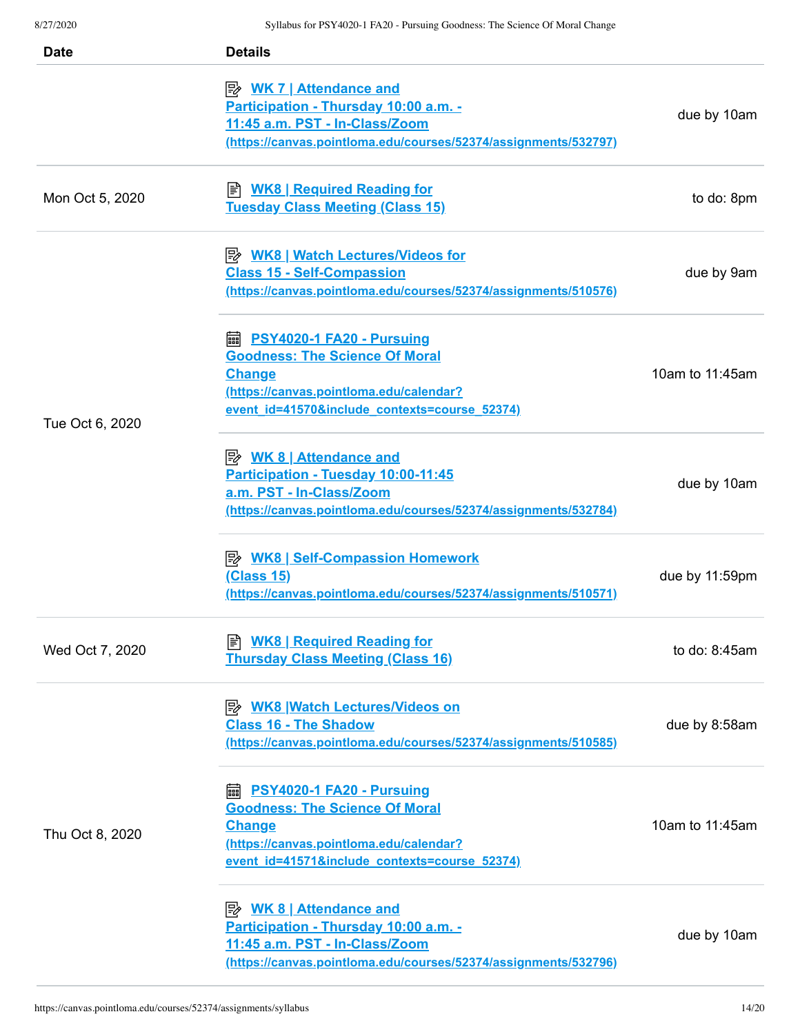| Date | Details | |
|---|---|---|
| | WK 7 \| Attendance and Participation - Thursday 10:00 a.m. - 11:45 a.m. PST - In-Class/Zoom (https://canvas.pointloma.edu/courses/52374/assignments/532797) | due by 10am |
| Mon Oct 5, 2020 | WK8 \| Required Reading for Tuesday Class Meeting (Class 15) | to do: 8pm |
| Tue Oct 6, 2020 | WK8 \| Watch Lectures/Videos for Class 15 - Self-Compassion (https://canvas.pointloma.edu/courses/52374/assignments/510576) | due by 9am |
| | PSY4020-1 FA20 - Pursuing Goodness: The Science Of Moral Change (https://canvas.pointloma.edu/calendar?event_id=41570&include_contexts=course_52374) | 10am to 11:45am |
| | WK 8 \| Attendance and Participation - Tuesday 10:00-11:45 a.m. PST - In-Class/Zoom (https://canvas.pointloma.edu/courses/52374/assignments/532784) | due by 10am |
| | WK8 \| Self-Compassion Homework (Class 15) (https://canvas.pointloma.edu/courses/52374/assignments/510571) | due by 11:59pm |
| Wed Oct 7, 2020 | WK8 \| Required Reading for Thursday Class Meeting (Class 16) | to do: 8:45am |
| Thu Oct 8, 2020 | WK8 \|Watch Lectures/Videos on Class 16 - The Shadow (https://canvas.pointloma.edu/courses/52374/assignments/510585) | due by 8:58am |
| | PSY4020-1 FA20 - Pursuing Goodness: The Science Of Moral Change (https://canvas.pointloma.edu/calendar?event_id=41571&include_contexts=course_52374) | 10am to 11:45am |
| | WK 8 \| Attendance and Participation - Thursday 10:00 a.m. - 11:45 a.m. PST - In-Class/Zoom (https://canvas.pointloma.edu/courses/52374/assignments/532796) | due by 10am |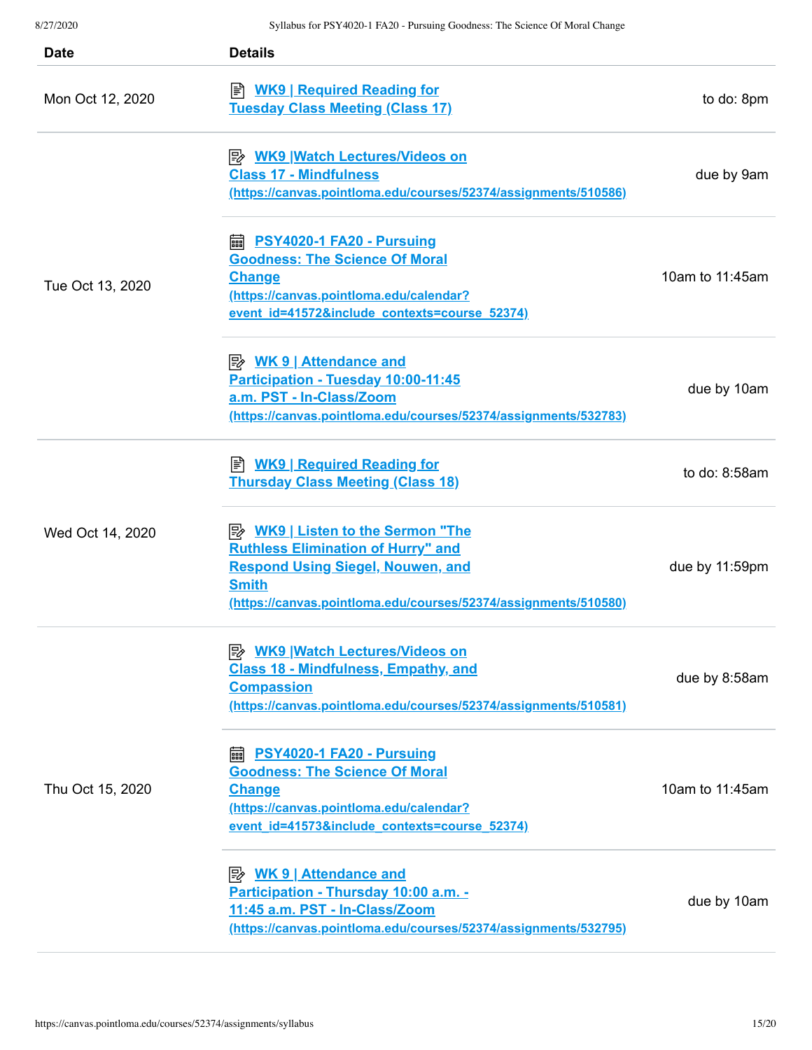| Date | Details | |
|---|---|---|
| Mon Oct 12, 2020 | WK9 \| Required Reading for Tuesday Class Meeting (Class 17) | to do: 8pm |
| Tue Oct 13, 2020 | WK9 \|Watch Lectures/Videos on Class 17 - Mindfulness (https://canvas.pointloma.edu/courses/52374/assignments/510586) | due by 9am |
| | PSY4020-1 FA20 - Pursuing Goodness: The Science Of Moral Change (https://canvas.pointloma.edu/calendar?event_id=41572&include_contexts=course_52374) | 10am to 11:45am |
| | WK 9 \| Attendance and Participation - Tuesday 10:00-11:45 a.m. PST - In-Class/Zoom (https://canvas.pointloma.edu/courses/52374/assignments/532783) | due by 10am |
| Wed Oct 14, 2020 | WK9 \| Required Reading for Thursday Class Meeting (Class 18) | to do: 8:58am |
| | WK9 \| Listen to the Sermon "The Ruthless Elimination of Hurry" and Respond Using Siegel, Nouwen, and Smith (https://canvas.pointloma.edu/courses/52374/assignments/510580) | due by 11:59pm |
| Thu Oct 15, 2020 | WK9 \|Watch Lectures/Videos on Class 18 - Mindfulness, Empathy, and Compassion (https://canvas.pointloma.edu/courses/52374/assignments/510581) | due by 8:58am |
| | PSY4020-1 FA20 - Pursuing Goodness: The Science Of Moral Change (https://canvas.pointloma.edu/calendar?event_id=41573&include_contexts=course_52374) | 10am to 11:45am |
| | WK 9 \| Attendance and Participation - Thursday 10:00 a.m. - 11:45 a.m. PST - In-Class/Zoom (https://canvas.pointloma.edu/courses/52374/assignments/532795) | due by 10am |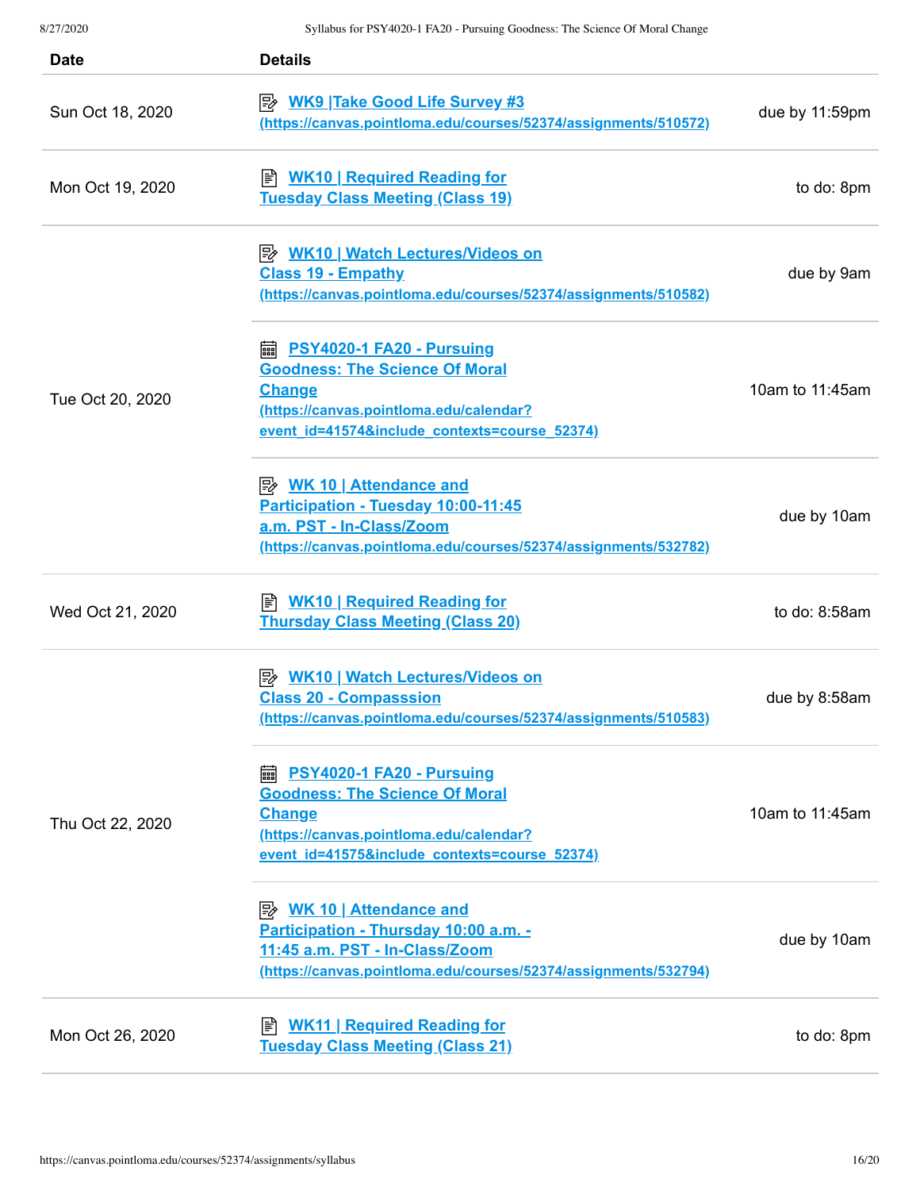| Date | Details | |
|---|---|---|
| Sun Oct 18, 2020 | WK9 \|Take Good Life Survey #3 (https://canvas.pointloma.edu/courses/52374/assignments/510572) | due by 11:59pm |
| Mon Oct 19, 2020 | WK10 \| Required Reading for Tuesday Class Meeting (Class 19) | to do: 8pm |
| Tue Oct 20, 2020 | WK10 \| Watch Lectures/Videos on Class 19 - Empathy (https://canvas.pointloma.edu/courses/52374/assignments/510582) | due by 9am |
| | PSY4020-1 FA20 - Pursuing Goodness: The Science Of Moral Change (https://canvas.pointloma.edu/calendar?event_id=41574&include_contexts=course_52374) | 10am to 11:45am |
| | WK 10 \| Attendance and Participation - Tuesday 10:00-11:45 a.m. PST - In-Class/Zoom (https://canvas.pointloma.edu/courses/52374/assignments/532782) | due by 10am |
| Wed Oct 21, 2020 | WK10 \| Required Reading for Thursday Class Meeting (Class 20) | to do: 8:58am |
| Thu Oct 22, 2020 | WK10 \| Watch Lectures/Videos on Class 20 - Compasssion (https://canvas.pointloma.edu/courses/52374/assignments/510583) | due by 8:58am |
| | PSY4020-1 FA20 - Pursuing Goodness: The Science Of Moral Change (https://canvas.pointloma.edu/calendar?event_id=41575&include_contexts=course_52374) | 10am to 11:45am |
| | WK 10 \| Attendance and Participation - Thursday 10:00 a.m. - 11:45 a.m. PST - In-Class/Zoom (https://canvas.pointloma.edu/courses/52374/assignments/532794) | due by 10am |
| Mon Oct 26, 2020 | WK11 \| Required Reading for Tuesday Class Meeting (Class 21) | to do: 8pm |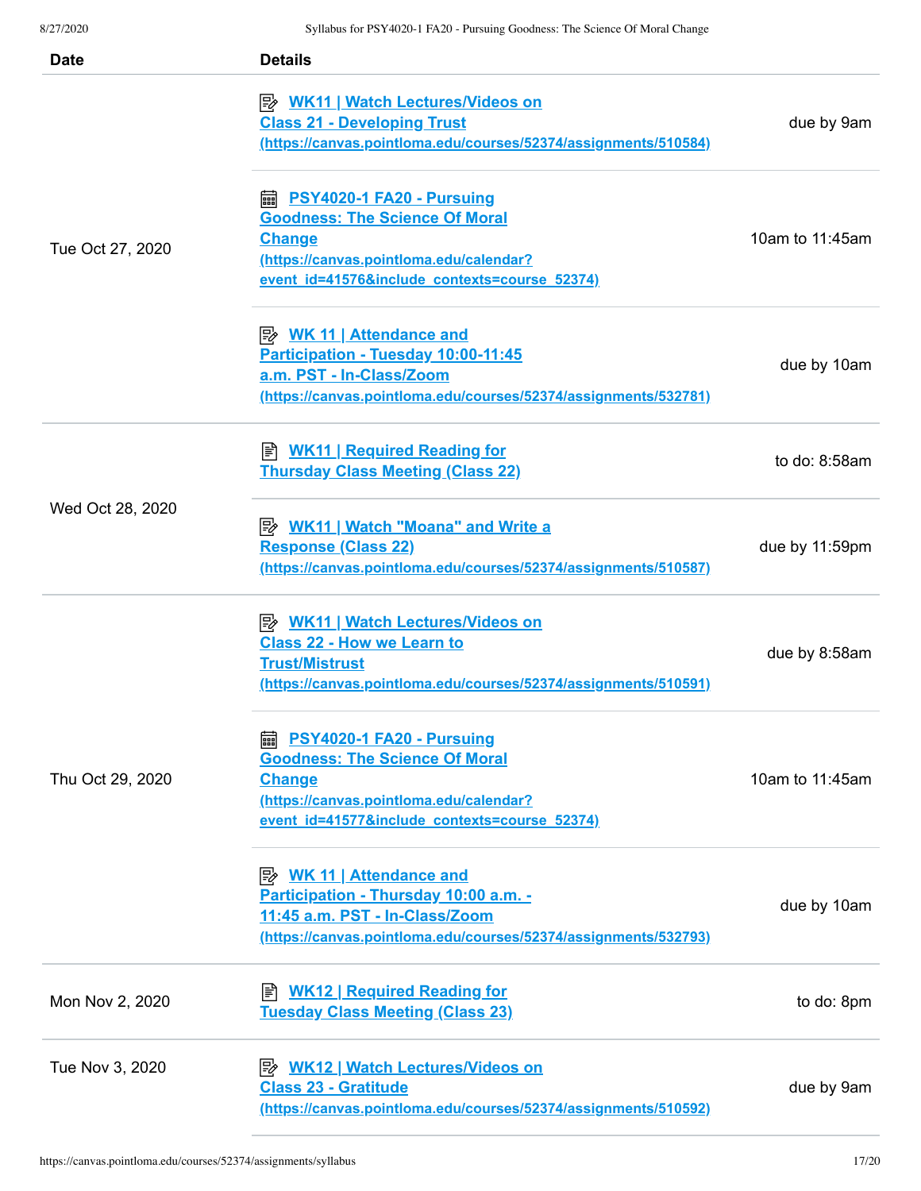| Date | Details | |
|---|---|---|
| Tue Oct 27, 2020 | WK11 \| Watch Lectures/Videos on Class 21 - Developing Trust (https://canvas.pointloma.edu/courses/52374/assignments/510584) | due by 9am |
| | PSY4020-1 FA20 - Pursuing Goodness: The Science Of Moral Change (https://canvas.pointloma.edu/calendar?event_id=41576&include_contexts=course_52374) | 10am to 11:45am |
| | WK 11 \| Attendance and Participation - Tuesday 10:00-11:45 a.m. PST - In-Class/Zoom (https://canvas.pointloma.edu/courses/52374/assignments/532781) | due by 10am |
| Wed Oct 28, 2020 | WK11 \| Required Reading for Thursday Class Meeting (Class 22) | to do: 8:58am |
| | WK11 \| Watch "Moana" and Write a Response (Class 22) (https://canvas.pointloma.edu/courses/52374/assignments/510587) | due by 11:59pm |
| Thu Oct 29, 2020 | WK11 \| Watch Lectures/Videos on Class 22 - How we Learn to Trust/Mistrust (https://canvas.pointloma.edu/courses/52374/assignments/510591) | due by 8:58am |
| | PSY4020-1 FA20 - Pursuing Goodness: The Science Of Moral Change (https://canvas.pointloma.edu/calendar?event_id=41577&include_contexts=course_52374) | 10am to 11:45am |
| | WK 11 \| Attendance and Participation - Thursday 10:00 a.m. - 11:45 a.m. PST - In-Class/Zoom (https://canvas.pointloma.edu/courses/52374/assignments/532793) | due by 10am |
| Mon Nov 2, 2020 | WK12 \| Required Reading for Tuesday Class Meeting (Class 23) | to do: 8pm |
| Tue Nov 3, 2020 | WK12 \| Watch Lectures/Videos on Class 23 - Gratitude (https://canvas.pointloma.edu/courses/52374/assignments/510592) | due by 9am |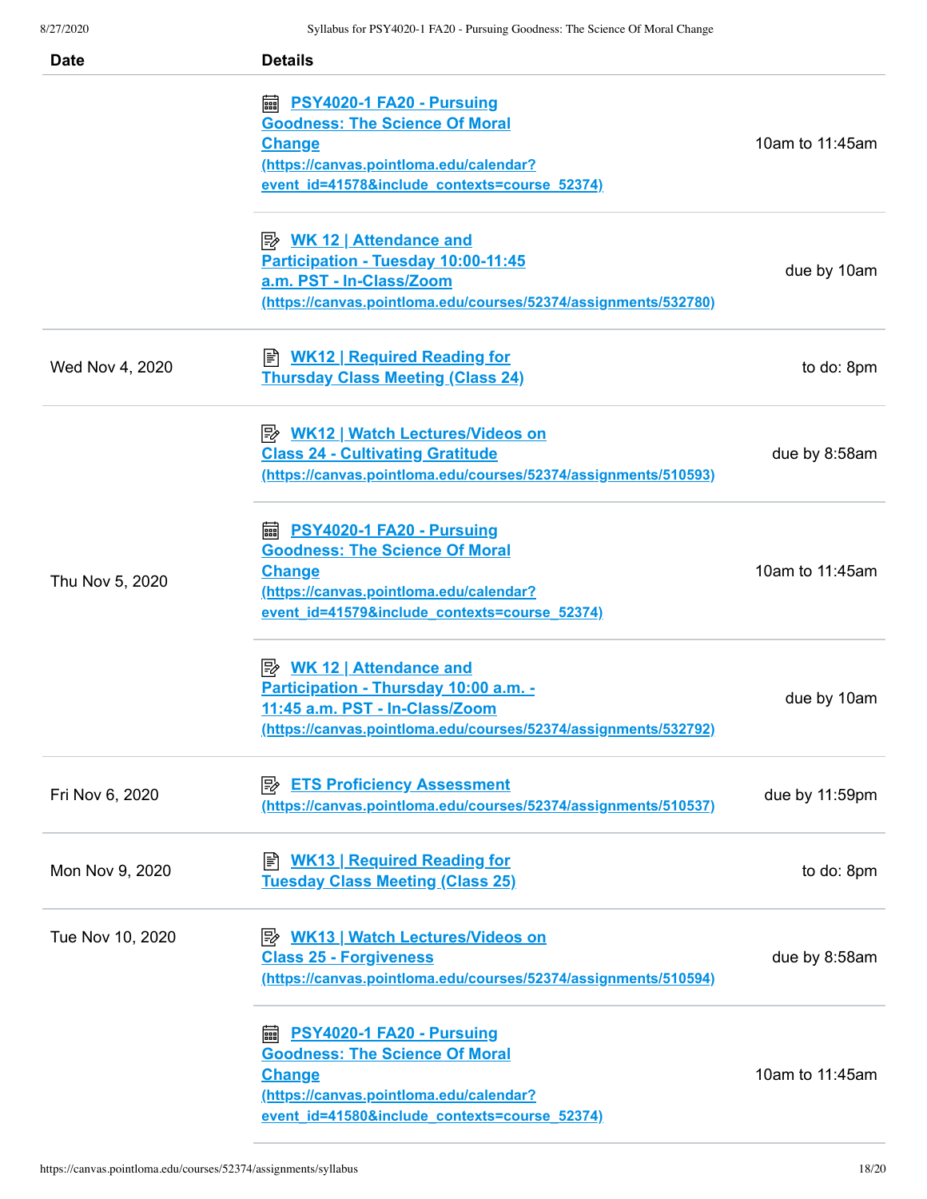| Date | Details | |
|---|---|---|
| | [PSY4020-1 FA20 - Pursuing Goodness: The Science Of Moral Change](https://canvas.pointloma.edu/calendar?event_id=41578&include_contexts=course_52374) (https://canvas.pointloma.edu/calendar?event_id=41578&include_contexts=course_52374) | 10am to 11:45am |
| | [WK 12 \| Attendance and Participation - Tuesday 10:00-11:45 a.m. PST - In-Class/Zoom](https://canvas.pointloma.edu/courses/52374/assignments/532780) (https://canvas.pointloma.edu/courses/52374/assignments/532780) | due by 10am |
| Wed Nov 4, 2020 | WK12 \| Required Reading for Thursday Class Meeting (Class 24) | to do: 8pm |
| Thu Nov 5, 2020 | [WK12 \| Watch Lectures/Videos on Class 24 - Cultivating Gratitude](https://canvas.pointloma.edu/courses/52374/assignments/510593) (https://canvas.pointloma.edu/courses/52374/assignments/510593) | due by 8:58am |
| | [PSY4020-1 FA20 - Pursuing Goodness: The Science Of Moral Change](https://canvas.pointloma.edu/calendar?event_id=41579&include_contexts=course_52374) (https://canvas.pointloma.edu/calendar?event_id=41579&include_contexts=course_52374) | 10am to 11:45am |
| | [WK 12 \| Attendance and Participation - Thursday 10:00 a.m. - 11:45 a.m. PST - In-Class/Zoom](https://canvas.pointloma.edu/courses/52374/assignments/532792) (https://canvas.pointloma.edu/courses/52374/assignments/532792) | due by 10am |
| Fri Nov 6, 2020 | [ETS Proficiency Assessment](https://canvas.pointloma.edu/courses/52374/assignments/510537) (https://canvas.pointloma.edu/courses/52374/assignments/510537) | due by 11:59pm |
| Mon Nov 9, 2020 | WK13 \| Required Reading for Tuesday Class Meeting (Class 25) | to do: 8pm |
| Tue Nov 10, 2020 | [WK13 \| Watch Lectures/Videos on Class 25 - Forgiveness](https://canvas.pointloma.edu/courses/52374/assignments/510594) (https://canvas.pointloma.edu/courses/52374/assignments/510594) | due by 8:58am |
| | [PSY4020-1 FA20 - Pursuing Goodness: The Science Of Moral Change](https://canvas.pointloma.edu/calendar?event_id=41580&include_contexts=course_52374) (https://canvas.pointloma.edu/calendar?event_id=41580&include_contexts=course_52374) | 10am to 11:45am |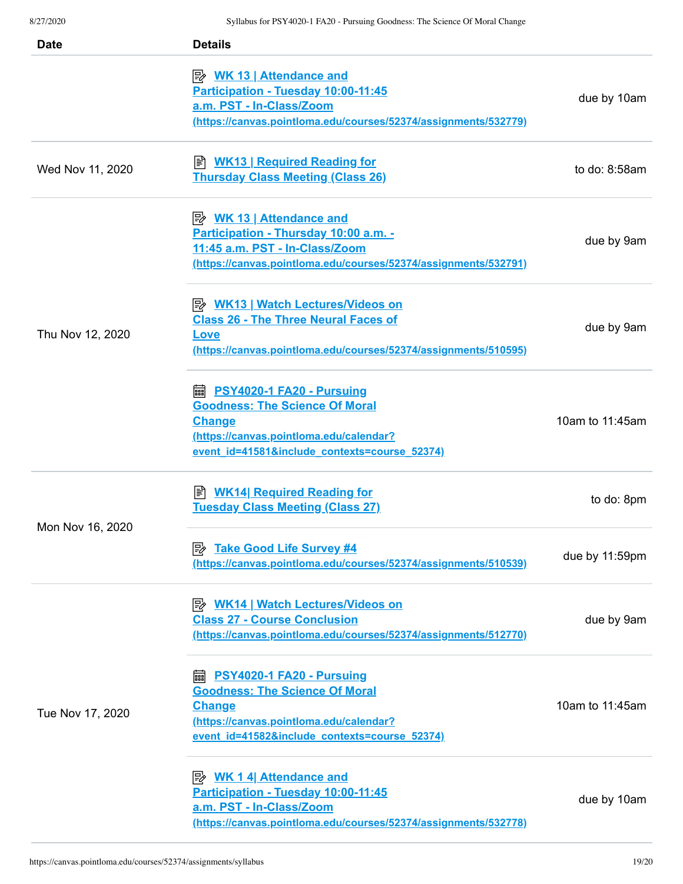| Date | Details | |
|---|---|---|
| | WK 13 \| Attendance and Participation - Tuesday 10:00-11:45 a.m. PST - In-Class/Zoom (https://canvas.pointloma.edu/courses/52374/assignments/532779) | due by 10am |
| Wed Nov 11, 2020 | WK13 \| Required Reading for Thursday Class Meeting (Class 26) | to do: 8:58am |
| Thu Nov 12, 2020 | WK 13 \| Attendance and Participation - Thursday 10:00 a.m. - 11:45 a.m. PST - In-Class/Zoom (https://canvas.pointloma.edu/courses/52374/assignments/532791) | due by 9am |
| | WK13 \| Watch Lectures/Videos on Class 26 - The Three Neural Faces of Love (https://canvas.pointloma.edu/courses/52374/assignments/510595) | due by 9am |
| | PSY4020-1 FA20 - Pursuing Goodness: The Science Of Moral Change (https://canvas.pointloma.edu/calendar?event_id=41581&include_contexts=course_52374) | 10am to 11:45am |
| Mon Nov 16, 2020 | WK14\| Required Reading for Tuesday Class Meeting (Class 27) | to do: 8pm |
| | Take Good Life Survey #4 (https://canvas.pointloma.edu/courses/52374/assignments/510539) | due by 11:59pm |
| Tue Nov 17, 2020 | WK14 \| Watch Lectures/Videos on Class 27 - Course Conclusion (https://canvas.pointloma.edu/courses/52374/assignments/512770) | due by 9am |
| | PSY4020-1 FA20 - Pursuing Goodness: The Science Of Moral Change (https://canvas.pointloma.edu/calendar?event_id=41582&include_contexts=course_52374) | 10am to 11:45am |
| | WK 1 4\| Attendance and Participation - Tuesday 10:00-11:45 a.m. PST - In-Class/Zoom (https://canvas.pointloma.edu/courses/52374/assignments/532778) | due by 10am |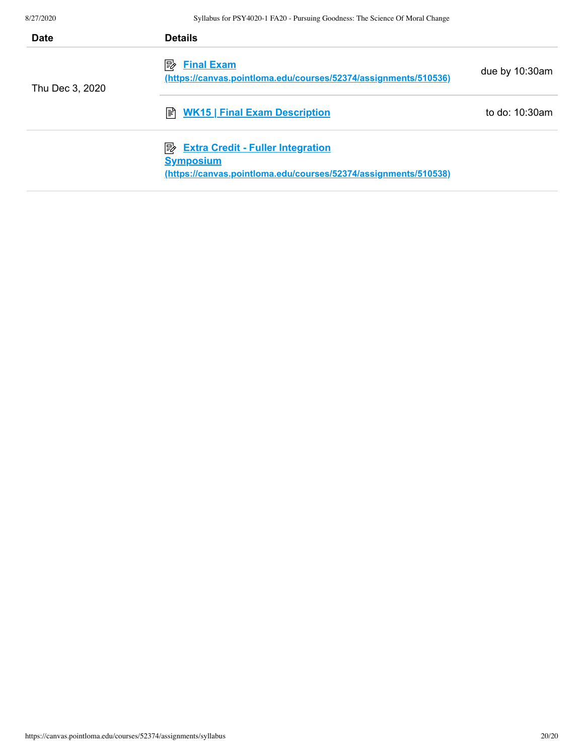| Date | Details | |
|---|---|---|
| Thu Dec 3, 2020 | **Final Exam (https://canvas.pointloma.edu/courses/52374/assignments/510536)** | due by 10:30am |
| | **WK15 \| Final Exam Description** | to do: 10:30am |
| | **Extra Credit - Fuller Integration Symposium (https://canvas.pointloma.edu/courses/52374/assignments/510538)** | |